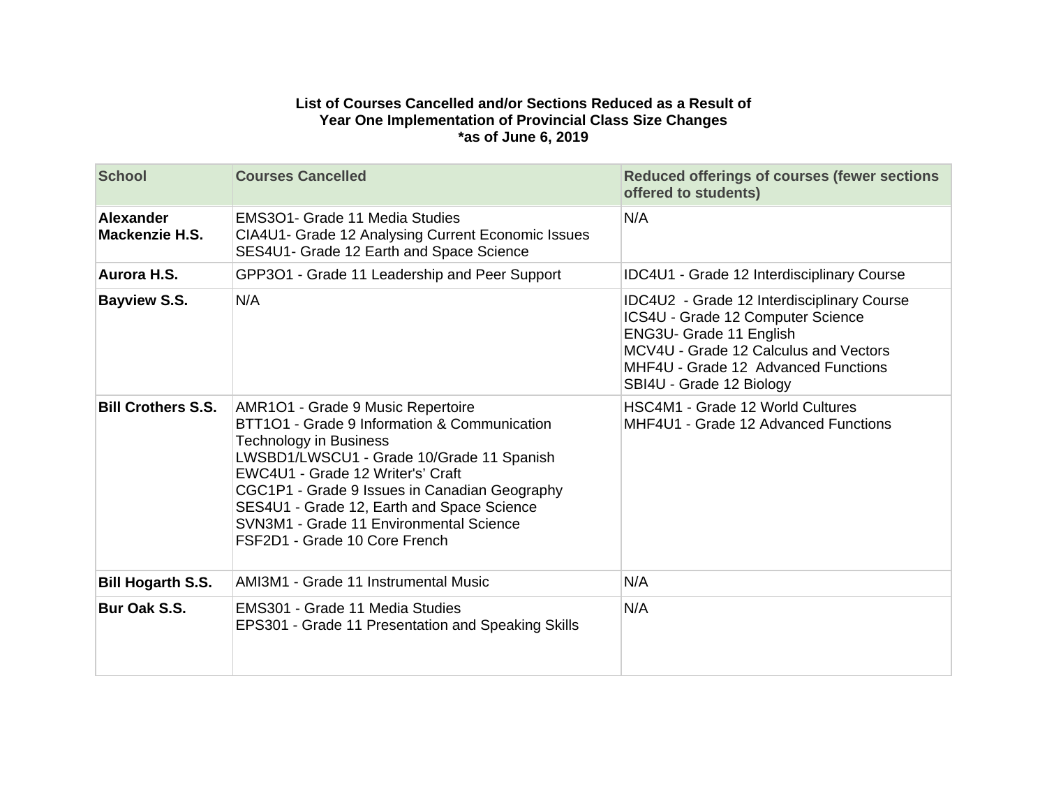**List of Courses Cancelled and/or Sections Reduced as a Result of Year One Implementation of Provincial Class Size Changes**
***as of June 6, 2019**

| School | Courses Cancelled | Reduced offerings of courses (fewer sections offered to students) |
|---|---|---|
| **Alexander Mackenzie H.S.** | EMS3O1- Grade 11 Media Studies<br>CIA4U1- Grade 12 Analysing Current Economic Issues<br>SES4U1- Grade 12 Earth and Space Science | N/A |
| **Aurora H.S.** | GPP3O1 - Grade 11 Leadership and Peer Support | IDC4U1 - Grade 12 Interdisciplinary Course |
| **Bayview S.S.** | N/A | IDC4U2 - Grade 12 Interdisciplinary Course<br>ICS4U - Grade 12 Computer Science<br>ENG3U- Grade 11 English<br>MCV4U - Grade 12 Calculus and Vectors<br>MHF4U - Grade 12 Advanced Functions<br>SBI4U - Grade 12 Biology |
| **Bill Crothers S.S.** | AMR1O1 - Grade 9 Music Repertoire<br>BTT1O1 - Grade 9 Information & Communication Technology in Business<br>LWSBD1/LWSCU1 - Grade 10/Grade 11 Spanish<br>EWC4U1 - Grade 12 Writer's' Craft<br>CGC1P1 - Grade 9 Issues in Canadian Geography<br>SES4U1 - Grade 12, Earth and Space Science<br>SVN3M1 - Grade 11 Environmental Science<br>FSF2D1 - Grade 10 Core French | HSC4M1 - Grade 12 World Cultures<br>MHF4U1 - Grade 12 Advanced Functions |
| **Bill Hogarth S.S.** | AMI3M1 - Grade 11 Instrumental Music | N/A |
| **Bur Oak S.S.** | EMS301 - Grade 11 Media Studies<br>EPS301 - Grade 11 Presentation and Speaking Skills | N/A |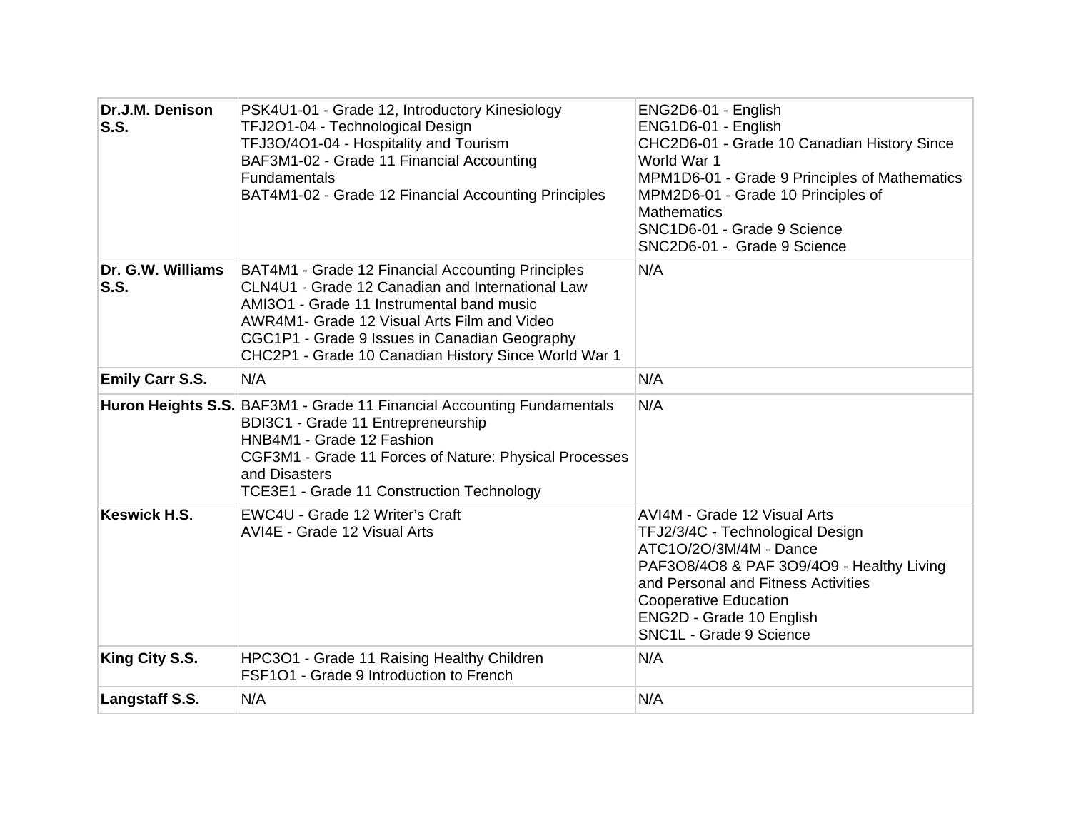| | | |
|---|---|---|
| **Dr.J.M. Denison S.S.** | PSK4U1-01 - Grade 12, Introductory Kinesiology<br>TFJ2O1-04 - Technological Design<br>TFJ3O/4O1-04 - Hospitality and Tourism<br>BAF3M1-02 - Grade 11 Financial Accounting Fundamentals<br>BAT4M1-02 - Grade 12 Financial Accounting Principles | ENG2D6-01 - English<br>ENG1D6-01 - English<br>CHC2D6-01 - Grade 10 Canadian History Since World War 1<br>MPM1D6-01 - Grade 9 Principles of Mathematics<br>MPM2D6-01 - Grade 10 Principles of Mathematics<br>SNC1D6-01 - Grade 9 Science<br>SNC2D6-01 - Grade 9 Science |
| **Dr. G.W. Williams S.S.** | BAT4M1 - Grade 12 Financial Accounting Principles<br>CLN4U1 - Grade 12 Canadian and International Law<br>AMI3O1 - Grade 11 Instrumental band music<br>AWR4M1- Grade 12 Visual Arts Film and Video<br>CGC1P1 - Grade 9 Issues in Canadian Geography<br>CHC2P1 - Grade 10 Canadian History Since World War 1 | N/A |
| **Emily Carr S.S.** | N/A | N/A |
| **Huron Heights S.S.** | BAF3M1 - Grade 11 Financial Accounting Fundamentals<br>BDI3C1 - Grade 11 Entrepreneurship<br>HNB4M1 - Grade 12 Fashion<br>CGF3M1 - Grade 11 Forces of Nature: Physical Processes and Disasters<br>TCE3E1 - Grade 11 Construction Technology | N/A |
| **Keswick H.S.** | EWC4U - Grade 12 Writer's Craft<br>AVI4E - Grade 12 Visual Arts | AVI4M - Grade 12 Visual Arts<br>TFJ2/3/4C - Technological Design<br>ATC1O/2O/3M/4M - Dance<br>PAF3O8/4O8 & PAF 3O9/4O9 - Healthy Living and Personal and Fitness Activities<br>Cooperative Education<br>ENG2D - Grade 10 English<br>SNC1L - Grade 9 Science |
| **King City S.S.** | HPC3O1 - Grade 11 Raising Healthy Children<br>FSF1O1 - Grade 9 Introduction to French | N/A |
| **Langstaff S.S.** | N/A | N/A |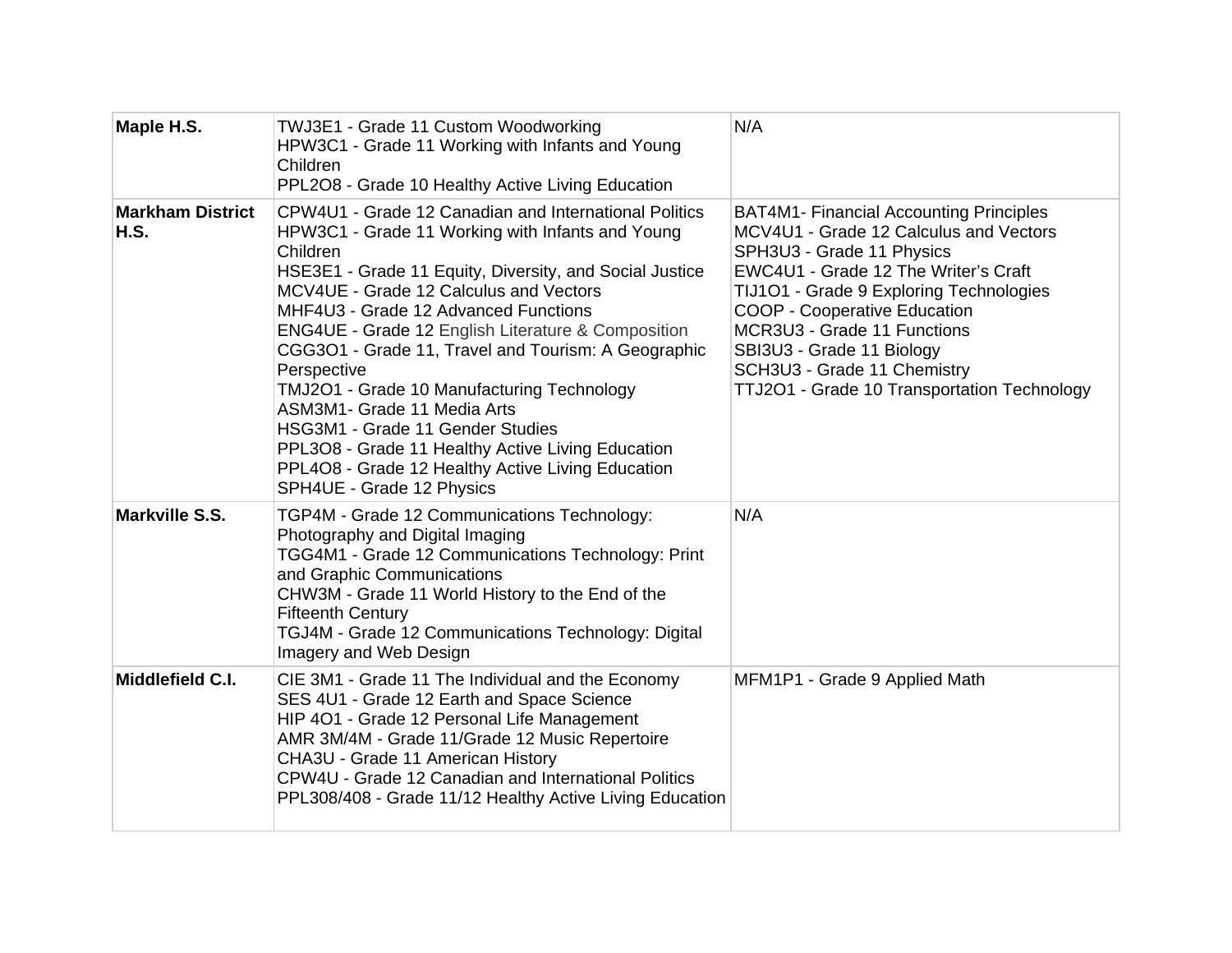| | | |
|---|---|---|
| **Maple H.S.** | TWJ3E1 - Grade 11 Custom Woodworking<br>HPW3C1 - Grade 11 Working with Infants and Young Children<br>PPL2O8 - Grade 10 Healthy Active Living Education | N/A |
| **Markham District H.S.** | CPW4U1 - Grade 12 Canadian and International Politics<br>HPW3C1 - Grade 11 Working with Infants and Young Children<br>HSE3E1 - Grade 11 Equity, Diversity, and Social Justice<br>MCV4UE - Grade 12 Calculus and Vectors<br>MHF4U3 - Grade 12 Advanced Functions<br>ENG4UE - Grade 12 English Literature & Composition<br>CGG3O1 - Grade 11, Travel and Tourism: A Geographic Perspective<br>TMJ2O1 - Grade 10 Manufacturing Technology<br>ASM3M1- Grade 11 Media Arts<br>HSG3M1 - Grade 11 Gender Studies<br>PPL3O8 - Grade 11 Healthy Active Living Education<br>PPL4O8 - Grade 12 Healthy Active Living Education<br>SPH4UE - Grade 12 Physics | BAT4M1- Financial Accounting Principles<br>MCV4U1 - Grade 12 Calculus and Vectors<br>SPH3U3 - Grade 11 Physics<br>EWC4U1 - Grade 12 The Writer's Craft<br>TIJ1O1 - Grade 9 Exploring Technologies<br>COOP - Cooperative Education<br>MCR3U3 - Grade 11 Functions<br>SBI3U3 - Grade 11 Biology<br>SCH3U3 - Grade 11 Chemistry<br>TTJ2O1 - Grade 10 Transportation Technology |
| **Markville S.S.** | TGP4M - Grade 12 Communications Technology: Photography and Digital Imaging<br>TGG4M1 - Grade 12 Communications Technology: Print and Graphic Communications<br>CHW3M - Grade 11 World History to the End of the Fifteenth Century<br>TGJ4M - Grade 12 Communications Technology: Digital Imagery and Web Design | N/A |
| **Middlefield C.I.** | CIE 3M1 - Grade 11 The Individual and the Economy<br>SES 4U1 - Grade 12 Earth and Space Science<br>HIP 4O1 - Grade 12 Personal Life Management<br>AMR 3M/4M - Grade 11/Grade 12 Music Repertoire<br>CHA3U - Grade 11 American History<br>CPW4U - Grade 12 Canadian and International Politics<br>PPL308/408 - Grade 11/12 Healthy Active Living Education | MFM1P1 - Grade 9 Applied Math |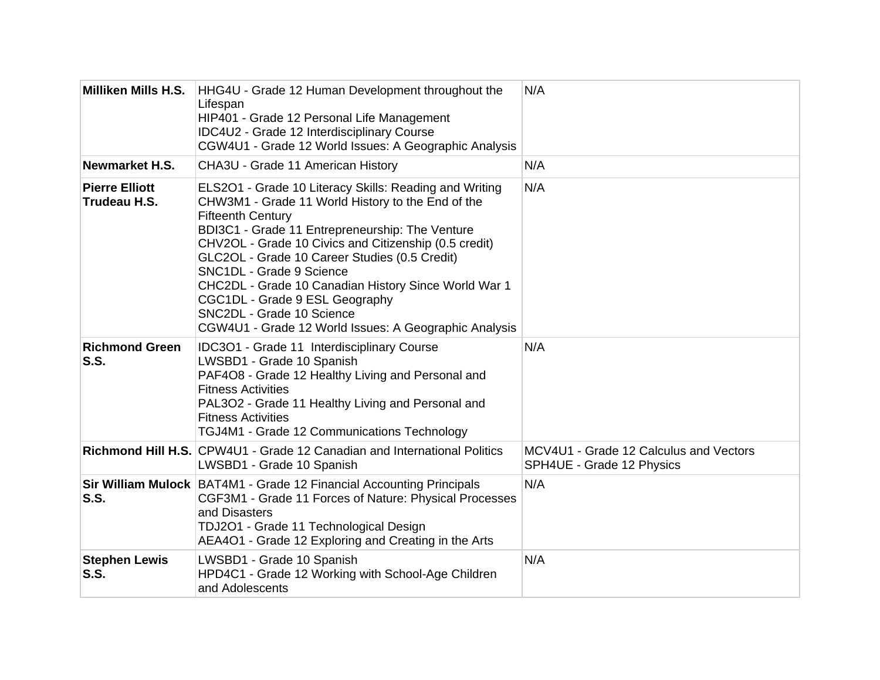| | | |
|---|---|---|
| **Milliken Mills H.S.** | HHG4U - Grade 12 Human Development throughout the Lifespan<br>HIP401 - Grade 12 Personal Life Management<br>IDC4U2 - Grade 12 Interdisciplinary Course<br>CGW4U1 - Grade 12 World Issues: A Geographic Analysis | N/A |
| **Newmarket H.S.** | CHA3U - Grade 11 American History | N/A |
| **Pierre Elliott Trudeau H.S.** | ELS2O1 - Grade 10 Literacy Skills: Reading and Writing<br>CHW3M1 - Grade 11 World History to the End of the Fifteenth Century<br>BDI3C1 - Grade 11 Entrepreneurship: The Venture<br>CHV2OL - Grade 10 Civics and Citizenship (0.5 credit)<br>GLC2OL - Grade 10 Career Studies (0.5 Credit)<br>SNC1DL - Grade 9 Science<br>CHC2DL - Grade 10 Canadian History Since World War 1<br>CGC1DL - Grade 9 ESL Geography<br>SNC2DL - Grade 10 Science<br>CGW4U1 - Grade 12 World Issues: A Geographic Analysis | N/A |
| **Richmond Green S.S.** | IDC3O1 - Grade 11 Interdisciplinary Course<br>LWSBD1 - Grade 10 Spanish<br>PAF4O8 - Grade 12 Healthy Living and Personal and Fitness Activities<br>PAL3O2 - Grade 11 Healthy Living and Personal and Fitness Activities<br>TGJ4M1 - Grade 12 Communications Technology | N/A |
| **Richmond Hill H.S.** | CPW4U1 - Grade 12 Canadian and International Politics<br>LWSBD1 - Grade 10 Spanish | MCV4U1 - Grade 12 Calculus and Vectors<br>SPH4UE - Grade 12 Physics |
| **Sir William Mulock S.S.** | BAT4M1 - Grade 12 Financial Accounting Principals<br>CGF3M1 - Grade 11 Forces of Nature: Physical Processes and Disasters<br>TDJ2O1 - Grade 11 Technological Design<br>AEA4O1 - Grade 12 Exploring and Creating in the Arts | N/A |
| **Stephen Lewis S.S.** | LWSBD1 - Grade 10 Spanish<br>HPD4C1 - Grade 12 Working with School-Age Children and Adolescents | N/A |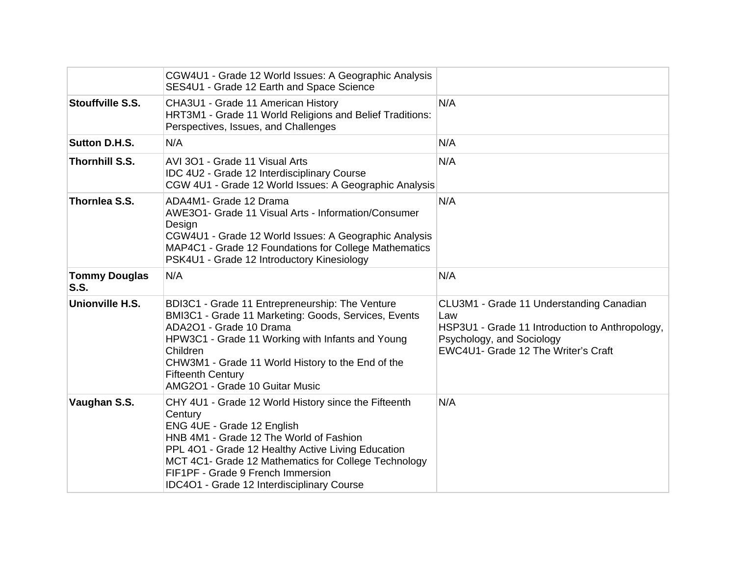| | | |
|---|---|---|
| | CGW4U1 - Grade 12 World Issues: A Geographic Analysis<br>SES4U1 - Grade 12 Earth and Space Science | |
| **Stouffville S.S.** | CHA3U1 - Grade 11 American History<br>HRT3M1 - Grade 11 World Religions and Belief Traditions: Perspectives, Issues, and Challenges | N/A |
| **Sutton D.H.S.** | N/A | N/A |
| **Thornhill S.S.** | AVI 3O1 - Grade 11 Visual Arts<br>IDC 4U2 - Grade 12 Interdisciplinary Course<br>CGW 4U1 - Grade 12 World Issues: A Geographic Analysis | N/A |
| **Thornlea S.S.** | ADA4M1- Grade 12 Drama<br>AWE3O1- Grade 11 Visual Arts - Information/Consumer Design<br>CGW4U1 - Grade 12 World Issues: A Geographic Analysis<br>MAP4C1 - Grade 12 Foundations for College Mathematics<br>PSK4U1 - Grade 12 Introductory Kinesiology | N/A |
| **Tommy Douglas S.S.** | N/A | N/A |
| **Unionville H.S.** | BDI3C1 - Grade 11 Entrepreneurship: The Venture<br>BMI3C1 - Grade 11 Marketing: Goods, Services, Events<br>ADA2O1 - Grade 10 Drama<br>HPW3C1 - Grade 11 Working with Infants and Young Children<br>CHW3M1 - Grade 11 World History to the End of the Fifteenth Century<br>AMG2O1 - Grade 10 Guitar Music | CLU3M1 - Grade 11 Understanding Canadian Law<br>HSP3U1 - Grade 11 Introduction to Anthropology, Psychology, and Sociology<br>EWC4U1- Grade 12 The Writer's Craft |
| **Vaughan S.S.** | CHY 4U1 - Grade 12 World History since the Fifteenth Century<br>ENG 4UE - Grade 12 English<br>HNB 4M1 - Grade 12 The World of Fashion<br>PPL 4O1 - Grade 12 Healthy Active Living Education<br>MCT 4C1- Grade 12 Mathematics for College Technology<br>FIF1PF - Grade 9 French Immersion<br>IDC4O1 - Grade 12 Interdisciplinary Course | N/A |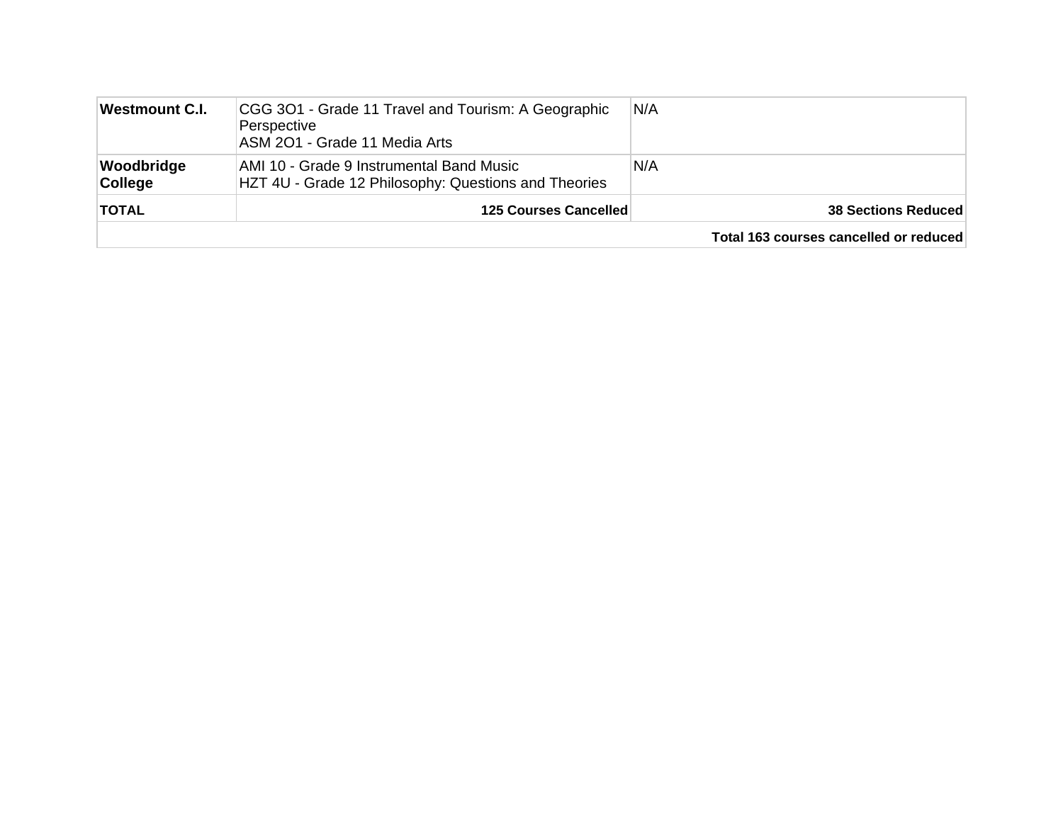| | | |
|---|---|---|
| **Westmount C.I.** | CGG 3O1 - Grade 11 Travel and Tourism: A Geographic Perspective<br>ASM 2O1 - Grade 11 Media Arts | N/A |
| **Woodbridge College** | AMI 10 - Grade 9 Instrumental Band Music<br>HZT 4U - Grade 12 Philosophy: Questions and Theories | N/A |
| **TOTAL** | **125 Courses Cancelled** | **38 Sections Reduced** |
| | | **Total 163 courses cancelled or reduced** |